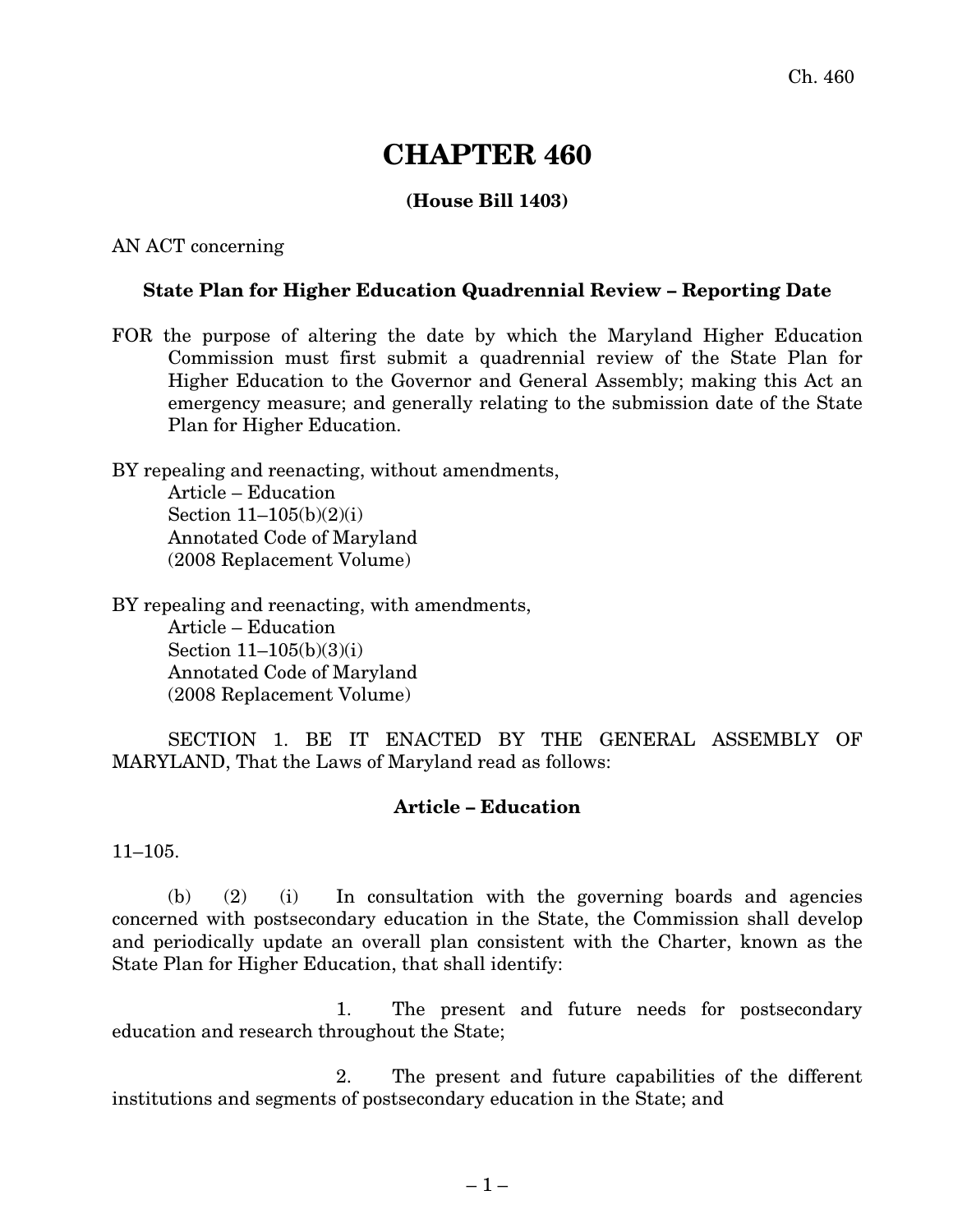# CHAPTER 460

**(House Bill 1403)**

AN ACT concerning

**State Plan for Higher Education Quadrennial Review – Reporting Date**

FOR the purpose of altering the date by which the Maryland Higher Education Commission must first submit a quadrennial review of the State Plan for Higher Education to the Governor and General Assembly; making this Act an emergency measure; and generally relating to the submission date of the State Plan for Higher Education.

BY repealing and reenacting, without amendments,
Article – Education
Section 11–105(b)(2)(i)
Annotated Code of Maryland
(2008 Replacement Volume)

BY repealing and reenacting, with amendments,
Article – Education
Section 11–105(b)(3)(i)
Annotated Code of Maryland
(2008 Replacement Volume)

SECTION 1. BE IT ENACTED BY THE GENERAL ASSEMBLY OF MARYLAND, That the Laws of Maryland read as follows:

**Article – Education**

11–105.

(b) (2) (i) In consultation with the governing boards and agencies concerned with postsecondary education in the State, the Commission shall develop and periodically update an overall plan consistent with the Charter, known as the State Plan for Higher Education, that shall identify:

1. The present and future needs for postsecondary education and research throughout the State;

2. The present and future capabilities of the different institutions and segments of postsecondary education in the State; and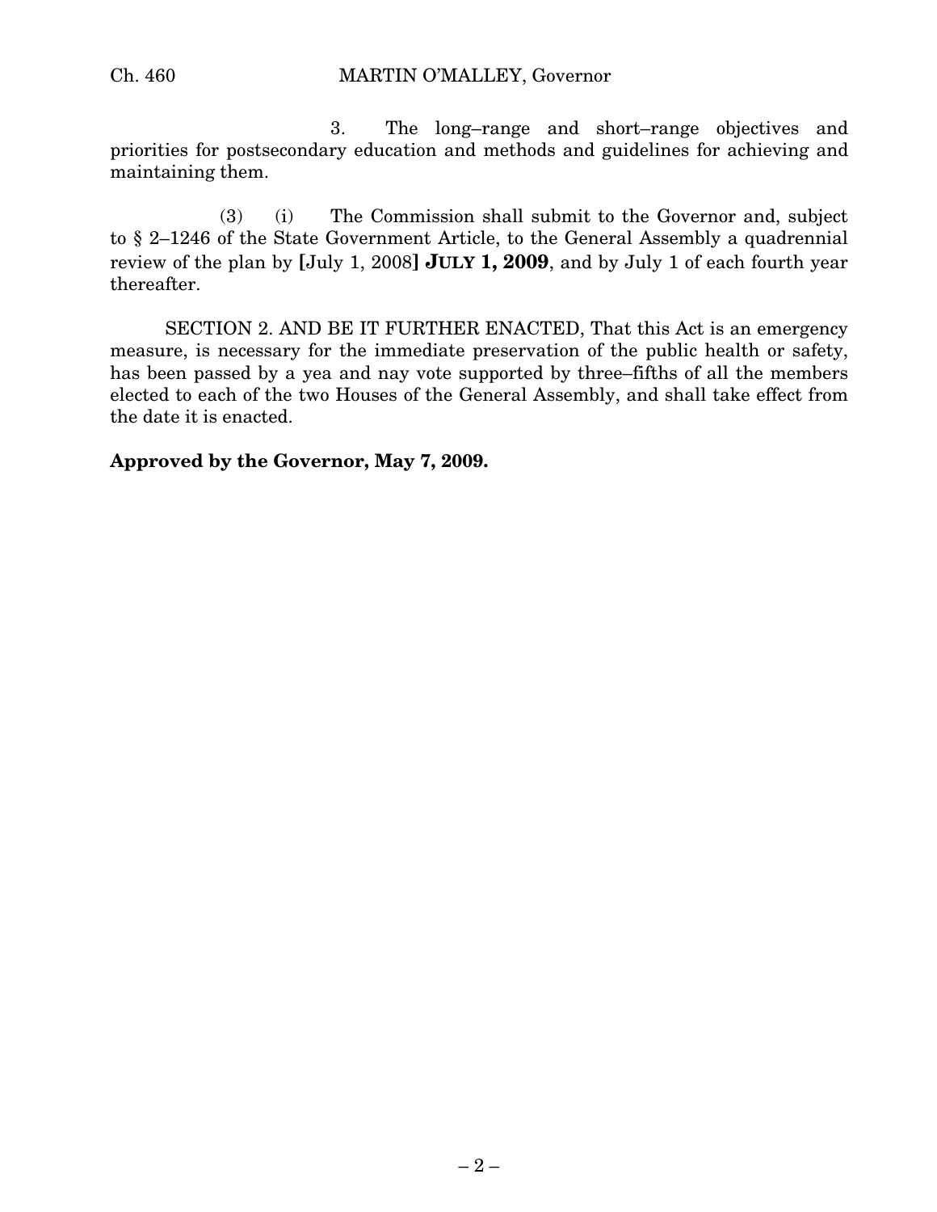3. The long–range and short–range objectives and priorities for postsecondary education and methods and guidelines for achieving and maintaining them.

(3) (i) The Commission shall submit to the Governor and, subject to § 2–1246 of the State Government Article, to the General Assembly a quadrennial review of the plan by **[**July 1, 2008**]** **JULY 1, 2009**, and by July 1 of each fourth year thereafter.

SECTION 2. AND BE IT FURTHER ENACTED, That this Act is an emergency measure, is necessary for the immediate preservation of the public health or safety, has been passed by a yea and nay vote supported by three–fifths of all the members elected to each of the two Houses of the General Assembly, and shall take effect from the date it is enacted.

**Approved by the Governor, May 7, 2009.**